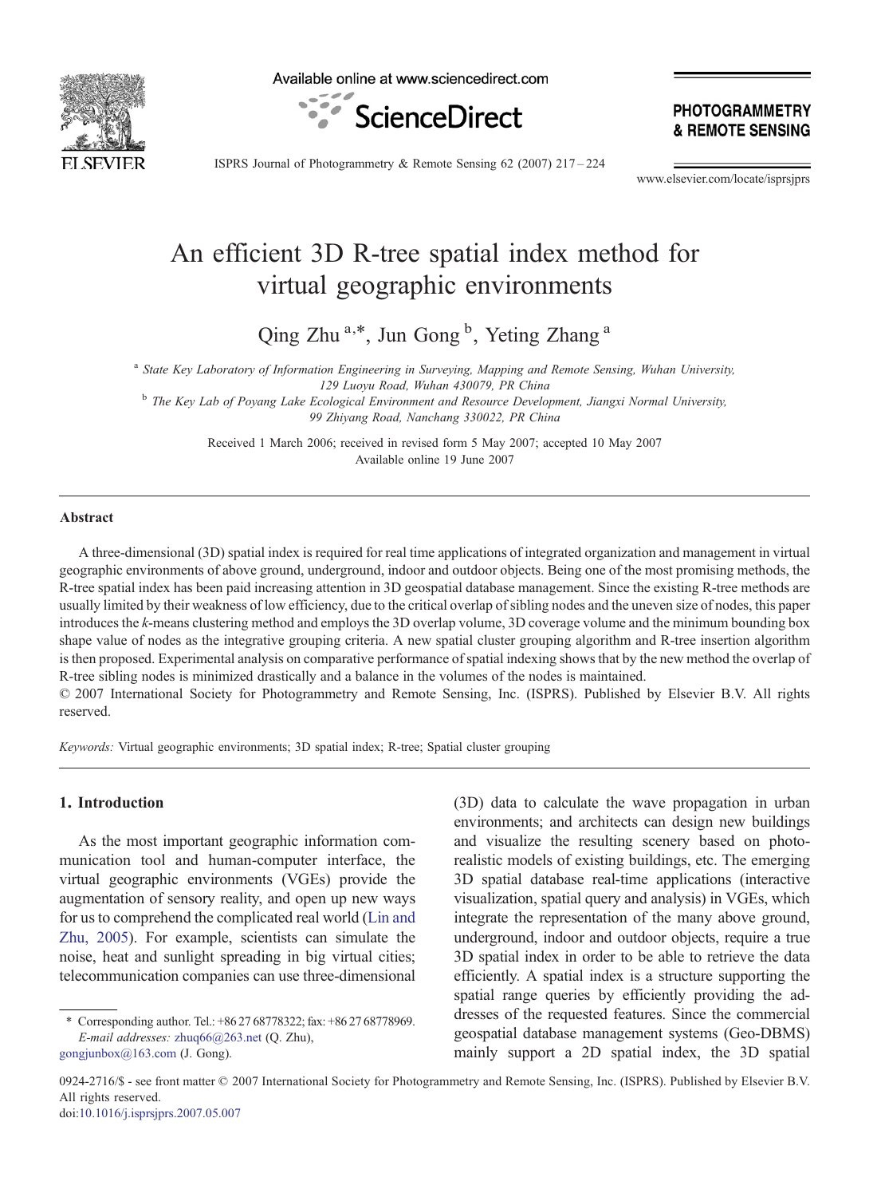# An efficient 3D R-tree spatial index method for virtual geographic environments

Qing Zhu [a,*], Jun Gong [b], Yeting Zhang [a]

[a] *State Key Laboratory of Information Engineering in Surveying, Mapping and Remote Sensing, Wuhan University, 129 Luoyu Road, Wuhan 430079, PR China*

[b] *The Key Lab of Poyang Lake Ecological Environment and Resource Development, Jiangxi Normal University, 99 Zhiyang Road, Nanchang 330022, PR China*

Received 1 March 2006; received in revised form 5 May 2007; accepted 10 May 2007
Available online 19 June 2007

## Abstract

A three-dimensional (3D) spatial index is required for real time applications of integrated organization and management in virtual geographic environments of above ground, underground, indoor and outdoor objects. Being one of the most promising methods, the R-tree spatial index has been paid increasing attention in 3D geospatial database management. Since the existing R-tree methods are usually limited by their weakness of low efficiency, due to the critical overlap of sibling nodes and the uneven size of nodes, this paper introduces the *k*-means clustering method and employs the 3D overlap volume, 3D coverage volume and the minimum bounding box shape value of nodes as the integrative grouping criteria. A new spatial cluster grouping algorithm and R-tree insertion algorithm is then proposed. Experimental analysis on comparative performance of spatial indexing shows that by the new method the overlap of R-tree sibling nodes is minimized drastically and a balance in the volumes of the nodes is maintained.

© 2007 International Society for Photogrammetry and Remote Sensing, Inc. (ISPRS). Published by Elsevier B.V. All rights reserved.

*Keywords:* Virtual geographic environments; 3D spatial index; R-tree; Spatial cluster grouping

## 1. Introduction

As the most important geographic information communication tool and human-computer interface, the virtual geographic environments (VGEs) provide the augmentation of sensory reality, and open up new ways for us to comprehend the complicated real world (Lin and Zhu, 2005). For example, scientists can simulate the noise, heat and sunlight spreading in big virtual cities; telecommunication companies can use three-dimensional (3D) data to calculate the wave propagation in urban environments; and architects can design new buildings and visualize the resulting scenery based on photo-realistic models of existing buildings, etc. The emerging 3D spatial database real-time applications (interactive visualization, spatial query and analysis) in VGEs, which integrate the representation of the many above ground, underground, indoor and outdoor objects, require a true 3D spatial index in order to be able to retrieve the data efficiently. A spatial index is a structure supporting the spatial range queries by efficiently providing the addresses of the requested features. Since the commercial geospatial database management systems (Geo-DBMS) mainly support a 2D spatial index, the 3D spatial

\* Corresponding author. Tel.: +86 27 68778322; fax: +86 27 68778969.
*E-mail addresses:* zhuq66@263.net (Q. Zhu), gongjunbox@163.com (J. Gong).

0924-2716/$ - see front matter © 2007 International Society for Photogrammetry and Remote Sensing, Inc. (ISPRS). Published by Elsevier B.V. All rights reserved.
doi:10.1016/j.isprsjprs.2007.05.007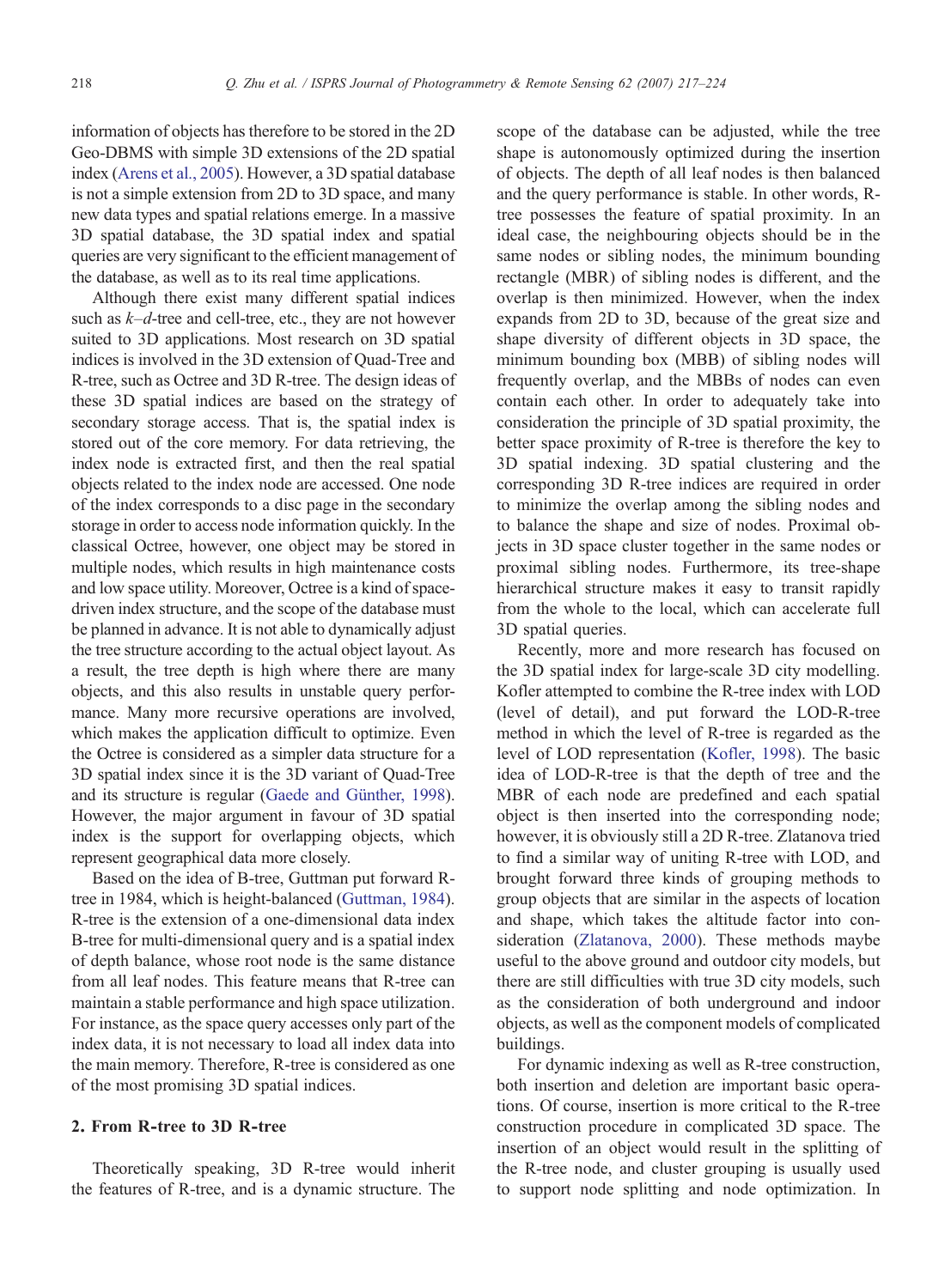information of objects has therefore to be stored in the 2D Geo-DBMS with simple 3D extensions of the 2D spatial index (Arens et al., 2005). However, a 3D spatial database is not a simple extension from 2D to 3D space, and many new data types and spatial relations emerge. In a massive 3D spatial database, the 3D spatial index and spatial queries are very significant to the efficient management of the database, as well as to its real time applications.

Although there exist many different spatial indices such as *k–d*-tree and cell-tree, etc., they are not however suited to 3D applications. Most research on 3D spatial indices is involved in the 3D extension of Quad-Tree and R-tree, such as Octree and 3D R-tree. The design ideas of these 3D spatial indices are based on the strategy of secondary storage access. That is, the spatial index is stored out of the core memory. For data retrieving, the index node is extracted first, and then the real spatial objects related to the index node are accessed. One node of the index corresponds to a disc page in the secondary storage in order to access node information quickly. In the classical Octree, however, one object may be stored in multiple nodes, which results in high maintenance costs and low space utility. Moreover, Octree is a kind of space-driven index structure, and the scope of the database must be planned in advance. It is not able to dynamically adjust the tree structure according to the actual object layout. As a result, the tree depth is high where there are many objects, and this also results in unstable query performance. Many more recursive operations are involved, which makes the application difficult to optimize. Even the Octree is considered as a simpler data structure for a 3D spatial index since it is the 3D variant of Quad-Tree and its structure is regular (Gaede and Günther, 1998). However, the major argument in favour of 3D spatial index is the support for overlapping objects, which represent geographical data more closely.

Based on the idea of B-tree, Guttman put forward R-tree in 1984, which is height-balanced (Guttman, 1984). R-tree is the extension of a one-dimensional data index B-tree for multi-dimensional query and is a spatial index of depth balance, whose root node is the same distance from all leaf nodes. This feature means that R-tree can maintain a stable performance and high space utilization. For instance, as the space query accesses only part of the index data, it is not necessary to load all index data into the main memory. Therefore, R-tree is considered as one of the most promising 3D spatial indices.

## 2. From R-tree to 3D R-tree

Theoretically speaking, 3D R-tree would inherit the features of R-tree, and is a dynamic structure. The scope of the database can be adjusted, while the tree shape is autonomously optimized during the insertion of objects. The depth of all leaf nodes is then balanced and the query performance is stable. In other words, R-tree possesses the feature of spatial proximity. In an ideal case, the neighbouring objects should be in the same nodes or sibling nodes, the minimum bounding rectangle (MBR) of sibling nodes is different, and the overlap is then minimized. However, when the index expands from 2D to 3D, because of the great size and shape diversity of different objects in 3D space, the minimum bounding box (MBB) of sibling nodes will frequently overlap, and the MBBs of nodes can even contain each other. In order to adequately take into consideration the principle of 3D spatial proximity, the better space proximity of R-tree is therefore the key to 3D spatial indexing. 3D spatial clustering and the corresponding 3D R-tree indices are required in order to minimize the overlap among the sibling nodes and to balance the shape and size of nodes. Proximal objects in 3D space cluster together in the same nodes or proximal sibling nodes. Furthermore, its tree-shape hierarchical structure makes it easy to transit rapidly from the whole to the local, which can accelerate full 3D spatial queries.

Recently, more and more research has focused on the 3D spatial index for large-scale 3D city modelling. Kofler attempted to combine the R-tree index with LOD (level of detail), and put forward the LOD-R-tree method in which the level of R-tree is regarded as the level of LOD representation (Kofler, 1998). The basic idea of LOD-R-tree is that the depth of tree and the MBR of each node are predefined and each spatial object is then inserted into the corresponding node; however, it is obviously still a 2D R-tree. Zlatanova tried to find a similar way of uniting R-tree with LOD, and brought forward three kinds of grouping methods to group objects that are similar in the aspects of location and shape, which takes the altitude factor into consideration (Zlatanova, 2000). These methods maybe useful to the above ground and outdoor city models, but there are still difficulties with true 3D city models, such as the consideration of both underground and indoor objects, as well as the component models of complicated buildings.

For dynamic indexing as well as R-tree construction, both insertion and deletion are important basic operations. Of course, insertion is more critical to the R-tree construction procedure in complicated 3D space. The insertion of an object would result in the splitting of the R-tree node, and cluster grouping is usually used to support node splitting and node optimization. In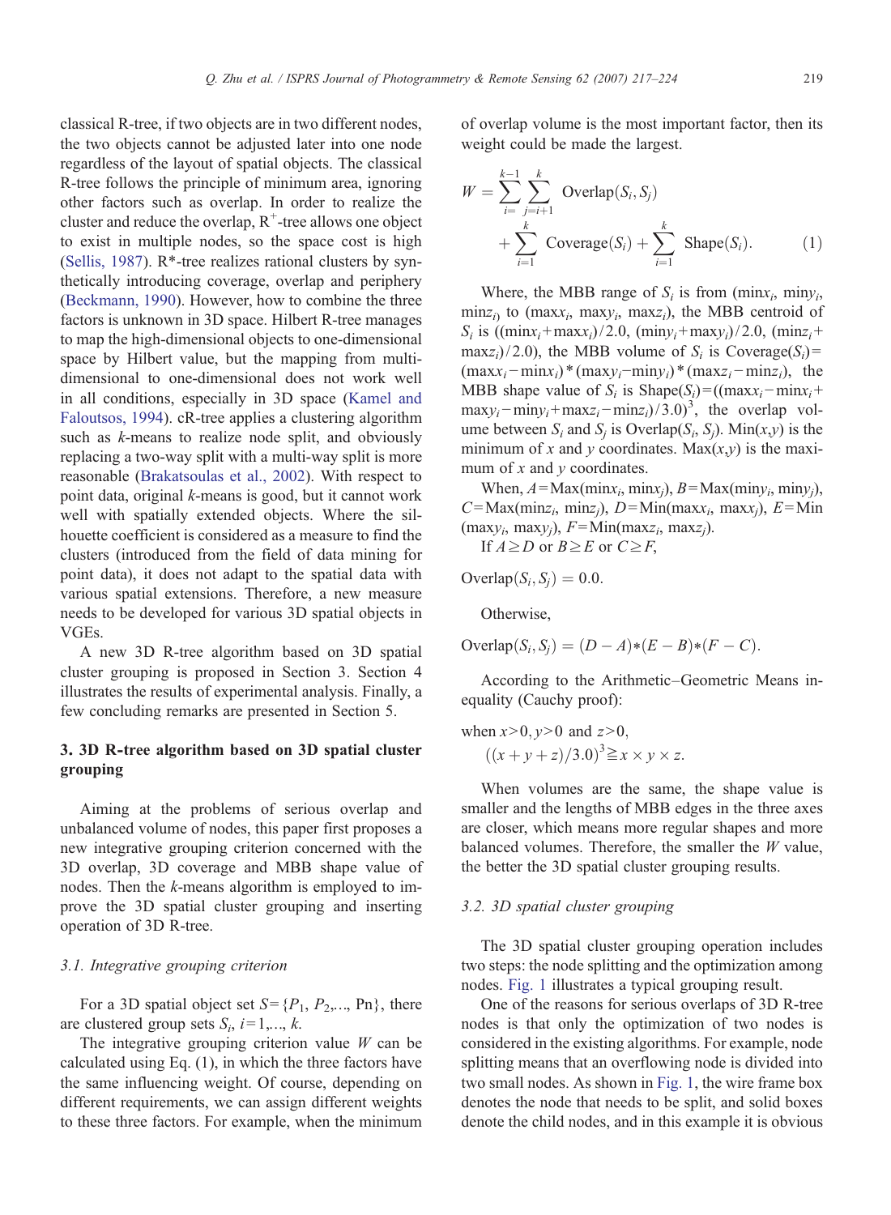classical R-tree, if two objects are in two different nodes, the two objects cannot be adjusted later into one node regardless of the layout of spatial objects. The classical R-tree follows the principle of minimum area, ignoring other factors such as overlap. In order to realize the cluster and reduce the overlap, R$^+$-tree allows one object to exist in multiple nodes, so the space cost is high (Sellis, 1987). R*-tree realizes rational clusters by synthetically introducing coverage, overlap and periphery (Beckmann, 1990). However, how to combine the three factors is unknown in 3D space. Hilbert R-tree manages to map the high-dimensional objects to one-dimensional space by Hilbert value, but the mapping from multi-dimensional to one-dimensional does not work well in all conditions, especially in 3D space (Kamel and Faloutsos, 1994). cR-tree applies a clustering algorithm such as *k*-means to realize node split, and obviously replacing a two-way split with a multi-way split is more reasonable (Brakatsoulas et al., 2002). With respect to point data, original *k*-means is good, but it cannot work well with spatially extended objects. Where the silhouette coefficient is considered as a measure to find the clusters (introduced from the field of data mining for point data), it does not adapt to the spatial data with various spatial extensions. Therefore, a new measure needs to be developed for various 3D spatial objects in VGEs.

A new 3D R-tree algorithm based on 3D spatial cluster grouping is proposed in Section 3. Section 4 illustrates the results of experimental analysis. Finally, a few concluding remarks are presented in Section 5.

## 3. 3D R-tree algorithm based on 3D spatial cluster grouping

Aiming at the problems of serious overlap and unbalanced volume of nodes, this paper first proposes a new integrative grouping criterion concerned with the 3D overlap, 3D coverage and MBB shape value of nodes. Then the *k*-means algorithm is employed to improve the 3D spatial cluster grouping and inserting operation of 3D R-tree.

### 3.1. Integrative grouping criterion

For a 3D spatial object set $S=\{P_1, P_2,\ldots, \mathrm{Pn}\}$, there are clustered group sets $S_i$, $i=1,\ldots,k$.

The integrative grouping criterion value $W$ can be calculated using Eq. (1), in which the three factors have the same influencing weight. Of course, depending on different requirements, we can assign different weights to these three factors. For example, when the minimum of overlap volume is the most important factor, then its weight could be made the largest.

$$W = \sum_{i=}^{k-1} \sum_{j=i+1}^{k} \mathrm{Overlap}(S_i, S_j) + \sum_{i=1}^{k} \mathrm{Coverage}(S_i) + \sum_{i=1}^{k} \mathrm{Shape}(S_i). \qquad (1)$$

Where, the MBB range of $S_i$ is from ($\min x_i$, $\min y_i$, $\min z_i$) to ($\max x_i$, $\max y_i$, $\max z_i$), the MBB centroid of $S_i$ is $((\min x_i+\max x_i)/2.0,\ (\min y_i+\max y_i)/2.0,\ (\min z_i+\max z_i)/2.0)$, the MBB volume of $S_i$ is $\mathrm{Coverage}(S_i)=(\max x_i-\min x_i)*(\max y_i-\min y_i)*(\max z_i-\min z_i)$, the MBB shape value of $S_i$ is $\mathrm{Shape}(S_i)=((\max x_i-\min x_i+\max y_i-\min y_i+\max z_i-\min z_i)/3.0)^3$, the overlap volume between $S_i$ and $S_j$ is $\mathrm{Overlap}(S_i, S_j)$. $\mathrm{Min}(x,y)$ is the minimum of $x$ and $y$ coordinates. $\mathrm{Max}(x,y)$ is the maximum of $x$ and $y$ coordinates.

When, $A=\mathrm{Max}(\min x_i, \min x_j)$, $B=\mathrm{Max}(\min y_i, \min y_j)$, $C=\mathrm{Max}(\min z_i, \min z_j)$, $D=\mathrm{Min}(\max x_i, \max x_j)$, $E=\mathrm{Min}(\max y_i, \max y_j)$, $F=\mathrm{Min}(\max z_i, \max z_j)$.

If $A \geq D$ or $B \geq E$ or $C \geq F$,

$$\mathrm{Overlap}(S_i, S_j) = 0.0.$$

Otherwise,

$$\mathrm{Overlap}(S_i, S_j) = (D-A)*(E-B)*(F-C).$$

According to the Arithmetic–Geometric Means inequality (Cauchy proof):

when $x>0, y>0$ and $z>0$,

$$((x+y+z)/3.0)^3 \geqq x \times y \times z.$$

When volumes are the same, the shape value is smaller and the lengths of MBB edges in the three axes are closer, which means more regular shapes and more balanced volumes. Therefore, the smaller the $W$ value, the better the 3D spatial cluster grouping results.

### 3.2. 3D spatial cluster grouping

The 3D spatial cluster grouping operation includes two steps: the node splitting and the optimization among nodes. Fig. 1 illustrates a typical grouping result.

One of the reasons for serious overlaps of 3D R-tree nodes is that only the optimization of two nodes is considered in the existing algorithms. For example, node splitting means that an overflowing node is divided into two small nodes. As shown in Fig. 1, the wire frame box denotes the node that needs to be split, and solid boxes denote the child nodes, and in this example it is obvious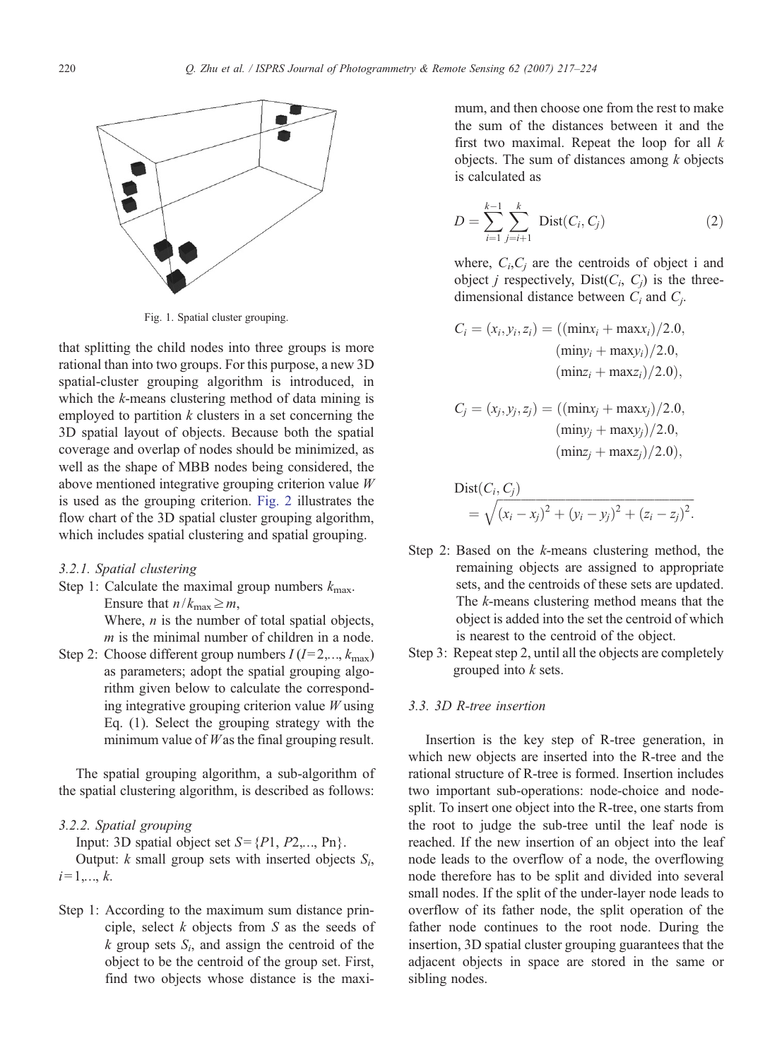Fig. 1. Spatial cluster grouping.

that splitting the child nodes into three groups is more rational than into two groups. For this purpose, a new 3D spatial-cluster grouping algorithm is introduced, in which the $k$-means clustering method of data mining is employed to partition $k$ clusters in a set concerning the 3D spatial layout of objects. Because both the spatial coverage and overlap of nodes should be minimized, as well as the shape of MBB nodes being considered, the above mentioned integrative grouping criterion value $W$ is used as the grouping criterion. Fig. 2 illustrates the flow chart of the 3D spatial cluster grouping algorithm, which includes spatial clustering and spatial grouping.

### 3.2.1. Spatial clustering

Step 1: Calculate the maximal group numbers $k_{\max}$. Ensure that $n/k_{\max} \geq m$,
Where, $n$ is the number of total spatial objects, $m$ is the minimal number of children in a node.

Step 2: Choose different group numbers $I$ ($I$=2,…, $k_{\max}$) as parameters; adopt the spatial grouping algorithm given below to calculate the corresponding integrative grouping criterion value $W$ using Eq. (1). Select the grouping strategy with the minimum value of $W$ as the final grouping result.

The spatial grouping algorithm, a sub-algorithm of the spatial clustering algorithm, is described as follows:

### 3.2.2. Spatial grouping

Input: 3D spatial object set $S = \{P1, P2, \ldots, Pn\}$.

Output: $k$ small group sets with inserted objects $S_i$, $i=1, \ldots, k$.

Step 1: According to the maximum sum distance principle, select $k$ objects from $S$ as the seeds of $k$ group sets $S_i$, and assign the centroid of the object to be the centroid of the group set. First, find two objects whose distance is the maximum, and then choose one from the rest to make the sum of the distances between it and the first two maximal. Repeat the loop for all $k$ objects. The sum of distances among $k$ objects is calculated as

$$D = \sum_{i=1}^{k-1} \sum_{j=i+1}^{k} \text{Dist}(C_i, C_j) \tag{2}$$

where, $C_i$,$C_j$ are the centroids of object i and object $j$ respectively, $\text{Dist}(C_i, C_j)$ is the three-dimensional distance between $C_i$ and $C_j$.

$$C_i = (x_i, y_i, z_i) = ((\min x_i + \max x_i)/2.0, (\min y_i + \max y_i)/2.0, (\min z_i + \max z_i)/2.0),$$

$$C_j = (x_j, y_j, z_j) = ((\min x_j + \max x_j)/2.0, (\min y_j + \max y_j)/2.0, (\min z_j + \max z_j)/2.0),$$

$$\text{Dist}(C_i, C_j) = \sqrt{(x_i - x_j)^2 + (y_i - y_j)^2 + (z_i - z_j)^2}.$$

Step 2: Based on the $k$-means clustering method, the remaining objects are assigned to appropriate sets, and the centroids of these sets are updated. The $k$-means clustering method means that the object is added into the set the centroid of which is nearest to the centroid of the object.

Step 3: Repeat step 2, until all the objects are completely grouped into $k$ sets.

## 3.3. 3D R-tree insertion

Insertion is the key step of R-tree generation, in which new objects are inserted into the R-tree and the rational structure of R-tree is formed. Insertion includes two important sub-operations: node-choice and node-split. To insert one object into the R-tree, one starts from the root to judge the sub-tree until the leaf node is reached. If the new insertion of an object into the leaf node leads to the overflow of a node, the overflowing node therefore has to be split and divided into several small nodes. If the split of the under-layer node leads to overflow of its father node, the split operation of the father node continues to the root node. During the insertion, 3D spatial cluster grouping guarantees that the adjacent objects in space are stored in the same or sibling nodes.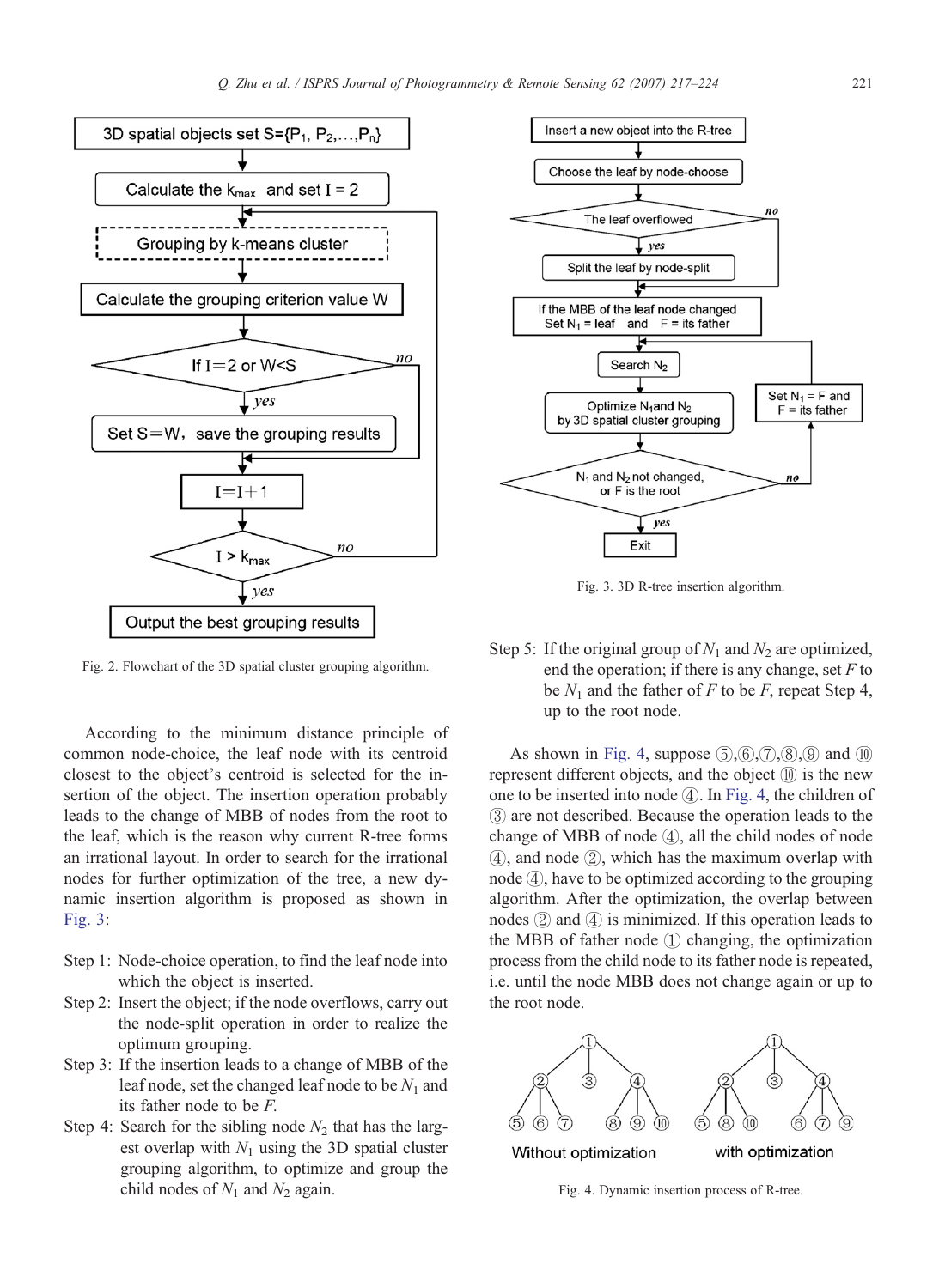Fig. 2. Flowchart of the 3D spatial cluster grouping algorithm.

According to the minimum distance principle of common node-choice, the leaf node with its centroid closest to the object's centroid is selected for the insertion of the object. The insertion operation probably leads to the change of MBB of nodes from the root to the leaf, which is the reason why current R-tree forms an irrational layout. In order to search for the irrational nodes for further optimization of the tree, a new dynamic insertion algorithm is proposed as shown in Fig. 3:

- Step 1: Node-choice operation, to find the leaf node into which the object is inserted.
- Step 2: Insert the object; if the node overflows, carry out the node-split operation in order to realize the optimum grouping.
- Step 3: If the insertion leads to a change of MBB of the leaf node, set the changed leaf node to be $N_1$ and its father node to be *F*.
- Step 4: Search for the sibling node $N_2$ that has the largest overlap with $N_1$ using the 3D spatial cluster grouping algorithm, to optimize and group the child nodes of $N_1$ and $N_2$ again.

Fig. 3. 3D R-tree insertion algorithm.

- Step 5: If the original group of $N_1$ and $N_2$ are optimized, end the operation; if there is any change, set *F* to be $N_1$ and the father of *F* to be *F*, repeat Step 4, up to the root node.

As shown in Fig. 4, suppose ⑤,⑥,⑦,⑧,⑨ and ⑩ represent different objects, and the object ⑩ is the new one to be inserted into node ④. In Fig. 4, the children of ③ are not described. Because the operation leads to the change of MBB of node ④, all the child nodes of node ④, and node ②, which has the maximum overlap with node ④, have to be optimized according to the grouping algorithm. After the optimization, the overlap between nodes ② and ④ is minimized. If this operation leads to the MBB of father node ① changing, the optimization process from the child node to its father node is repeated, i.e. until the node MBB does not change again or up to the root node.

Fig. 4. Dynamic insertion process of R-tree.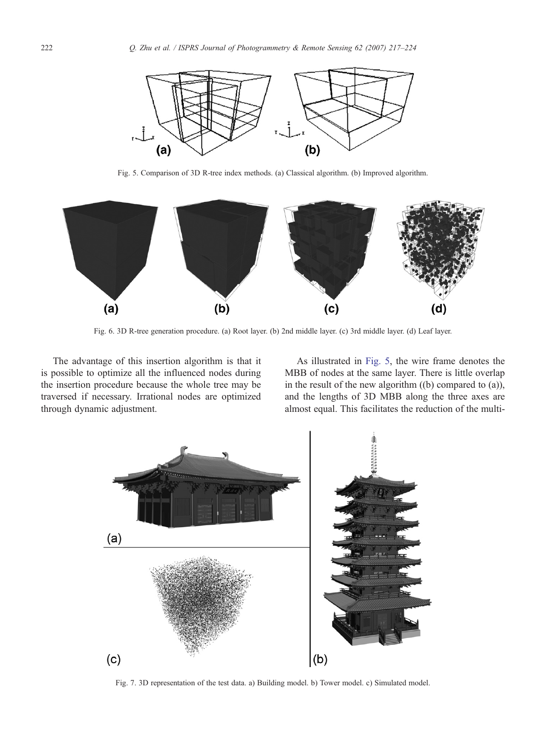Fig. 5. Comparison of 3D R-tree index methods. (a) Classical algorithm. (b) Improved algorithm.

Fig. 6. 3D R-tree generation procedure. (a) Root layer. (b) 2nd middle layer. (c) 3rd middle layer. (d) Leaf layer.

The advantage of this insertion algorithm is that it is possible to optimize all the influenced nodes during the insertion procedure because the whole tree may be traversed if necessary. Irrational nodes are optimized through dynamic adjustment.

As illustrated in Fig. 5, the wire frame denotes the MBB of nodes at the same layer. There is little overlap in the result of the new algorithm ((b) compared to (a)), and the lengths of 3D MBB along the three axes are almost equal. This facilitates the reduction of the multi-

Fig. 7. 3D representation of the test data. a) Building model. b) Tower model. c) Simulated model.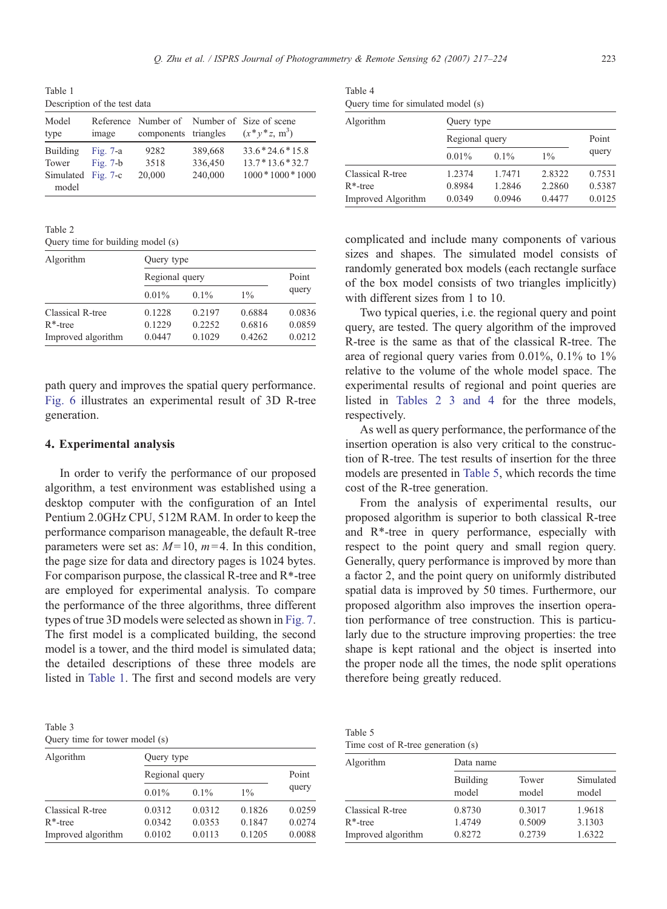Table 1
Description of the test data

| Model type | Reference image | Number of components | Number of triangles | Size of scene ($x*y*z$, $m^3$) |
|---|---|---|---|---|
| Building | Fig. 7-a | 9282 | 389,668 | 33.6*24.6*15.8 |
| Tower | Fig. 7-b | 3518 | 336,450 | 13.7*13.6*32.7 |
| Simulated model | Fig. 7-c | 20,000 | 240,000 | 1000*1000*1000 |

Table 2
Query time for building model (s)

| Algorithm | Query type | | | |
|---|---|---|---|---|
| | Regional query | | | Point query |
| | 0.01% | 0.1% | 1% | |
| Classical R-tree | 0.1228 | 0.2197 | 0.6884 | 0.0836 |
| R*-tree | 0.1229 | 0.2252 | 0.6816 | 0.0859 |
| Improved algorithm | 0.0447 | 0.1029 | 0.4262 | 0.0212 |

path query and improves the spatial query performance. Fig. 6 illustrates an experimental result of 3D R-tree generation.

## 4. Experimental analysis

In order to verify the performance of our proposed algorithm, a test environment was established using a desktop computer with the configuration of an Intel Pentium 2.0GHz CPU, 512M RAM. In order to keep the performance comparison manageable, the default R-tree parameters were set as: $M=10$, $m=4$. In this condition, the page size for data and directory pages is 1024 bytes. For comparison purpose, the classical R-tree and R*-tree are employed for experimental analysis. To compare the performance of the three algorithms, three different types of true 3D models were selected as shown in Fig. 7. The first model is a complicated building, the second model is a tower, and the third model is simulated data; the detailed descriptions of these three models are listed in Table 1. The first and second models are very complicated and include many components of various sizes and shapes. The simulated model consists of randomly generated box models (each rectangle surface of the box model consists of two triangles implicitly) with different sizes from 1 to 10.

Two typical queries, i.e. the regional query and point query, are tested. The query algorithm of the improved R-tree is the same as that of the classical R-tree. The area of regional query varies from 0.01%, 0.1% to 1% relative to the volume of the whole model space. The experimental results of regional and point queries are listed in Tables 2 3 and 4 for the three models, respectively.

As well as query performance, the performance of the insertion operation is also very critical to the construction of R-tree. The test results of insertion for the three models are presented in Table 5, which records the time cost of the R-tree generation.

From the analysis of experimental results, our proposed algorithm is superior to both classical R-tree and R*-tree in query performance, especially with respect to the point query and small region query. Generally, query performance is improved by more than a factor 2, and the point query on uniformly distributed spatial data is improved by 50 times. Furthermore, our proposed algorithm also improves the insertion operation performance of tree construction. This is particularly due to the structure improving properties: the tree shape is kept rational and the object is inserted into the proper node all the times, the node split operations therefore being greatly reduced.

Table 3
Query time for tower model (s)

| Algorithm | Query type | | | |
|---|---|---|---|---|
| | Regional query | | | Point query |
| | 0.01% | 0.1% | 1% | |
| Classical R-tree | 0.0312 | 0.0312 | 0.1826 | 0.0259 |
| R*-tree | 0.0342 | 0.0353 | 0.1847 | 0.0274 |
| Improved algorithm | 0.0102 | 0.0113 | 0.1205 | 0.0088 |

Table 4
Query time for simulated model (s)

| Algorithm | Query type | | | |
|---|---|---|---|---|
| | Regional query | | | Point query |
| | 0.01% | 0.1% | 1% | |
| Classical R-tree | 1.2374 | 1.7471 | 2.8322 | 0.7531 |
| R*-tree | 0.8984 | 1.2846 | 2.2860 | 0.5387 |
| Improved Algorithm | 0.0349 | 0.0946 | 0.4477 | 0.0125 |

Table 5
Time cost of R-tree generation (s)

| Algorithm | Data name | | |
|---|---|---|---|
| | Building model | Tower model | Simulated model |
| Classical R-tree | 0.8730 | 0.3017 | 1.9618 |
| R*-tree | 1.4749 | 0.5009 | 3.1303 |
| Improved algorithm | 0.8272 | 0.2739 | 1.6322 |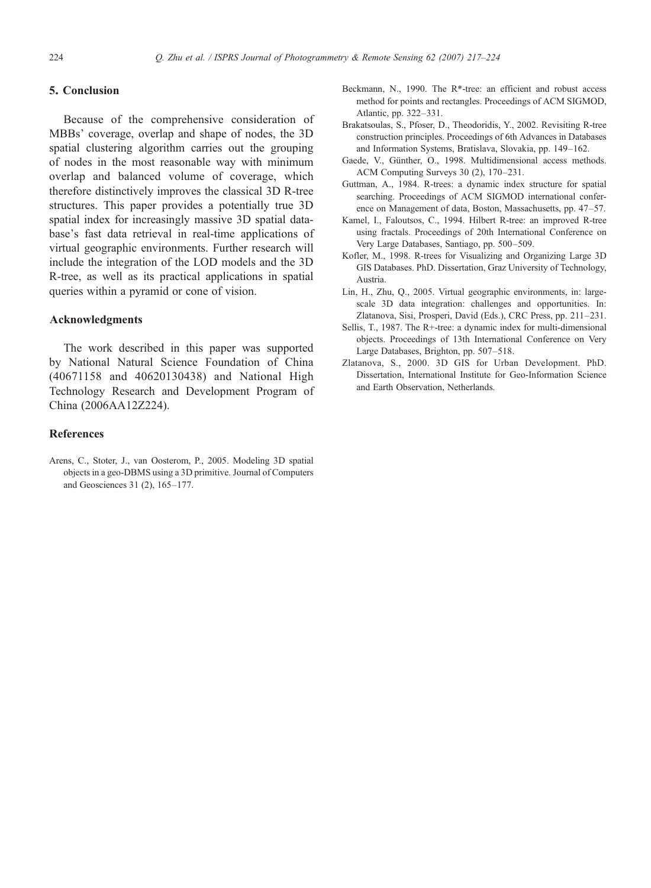## 5. Conclusion

Because of the comprehensive consideration of MBBs' coverage, overlap and shape of nodes, the 3D spatial clustering algorithm carries out the grouping of nodes in the most reasonable way with minimum overlap and balanced volume of coverage, which therefore distinctively improves the classical 3D R-tree structures. This paper provides a potentially true 3D spatial index for increasingly massive 3D spatial database's fast data retrieval in real-time applications of virtual geographic environments. Further research will include the integration of the LOD models and the 3D R-tree, as well as its practical applications in spatial queries within a pyramid or cone of vision.

## Acknowledgments

The work described in this paper was supported by National Natural Science Foundation of China (40671158 and 40620130438) and National High Technology Research and Development Program of China (2006AA12Z224).

## References

Arens, C., Stoter, J., van Oosterom, P., 2005. Modeling 3D spatial objects in a geo-DBMS using a 3D primitive. Journal of Computers and Geosciences 31 (2), 165–177.

Beckmann, N., 1990. The R*-tree: an efficient and robust access method for points and rectangles. Proceedings of ACM SIGMOD, Atlantic, pp. 322–331.

Brakatsoulas, S., Pfoser, D., Theodoridis, Y., 2002. Revisiting R-tree construction principles. Proceedings of 6th Advances in Databases and Information Systems, Bratislava, Slovakia, pp. 149–162.

Gaede, V., Günther, O., 1998. Multidimensional access methods. ACM Computing Surveys 30 (2), 170–231.

Guttman, A., 1984. R-trees: a dynamic index structure for spatial searching. Proceedings of ACM SIGMOD international conference on Management of data, Boston, Massachusetts, pp. 47–57.

Kamel, I., Faloutsos, C., 1994. Hilbert R-tree: an improved R-tree using fractals. Proceedings of 20th International Conference on Very Large Databases, Santiago, pp. 500–509.

Kofler, M., 1998. R-trees for Visualizing and Organizing Large 3D GIS Databases. PhD. Dissertation, Graz University of Technology, Austria.

Lin, H., Zhu, Q., 2005. Virtual geographic environments, in: large-scale 3D data integration: challenges and opportunities. In: Zlatanova, Sisi, Prosperi, David (Eds.), CRC Press, pp. 211–231.

Sellis, T., 1987. The R+-tree: a dynamic index for multi-dimensional objects. Proceedings of 13th International Conference on Very Large Databases, Brighton, pp. 507–518.

Zlatanova, S., 2000. 3D GIS for Urban Development. PhD. Dissertation, International Institute for Geo-Information Science and Earth Observation, Netherlands.